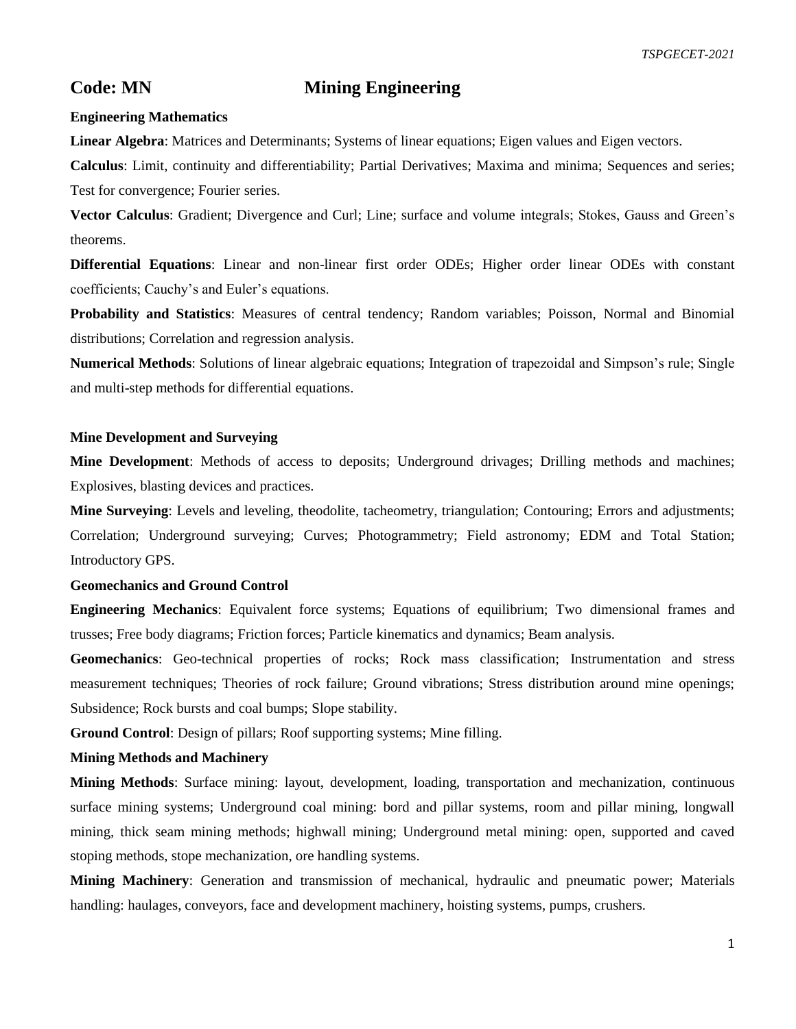# Code: MN Mining Engineering

### Engineering Mathematics

**Linear Algebra**: Matrices and Determinants; Systems of linear equations; Eigen values and Eigen vectors.

**Calculus**: Limit, continuity and differentiability; Partial Derivatives; Maxima and minima; Sequences and series; Test for convergence; Fourier series.

**Vector Calculus**: Gradient; Divergence and Curl; Line; surface and volume integrals; Stokes, Gauss and Green's theorems.

**Differential Equations**: Linear and non-linear first order ODEs; Higher order linear ODEs with constant coefficients; Cauchy's and Euler's equations.

**Probability and Statistics**: Measures of central tendency; Random variables; Poisson, Normal and Binomial distributions; Correlation and regression analysis.

**Numerical Methods**: Solutions of linear algebraic equations; Integration of trapezoidal and Simpson's rule; Single and multi-step methods for differential equations.

### Mine Development and Surveying

**Mine Development**: Methods of access to deposits; Underground drivages; Drilling methods and machines; Explosives, blasting devices and practices.

**Mine Surveying**: Levels and leveling, theodolite, tacheometry, triangulation; Contouring; Errors and adjustments; Correlation; Underground surveying; Curves; Photogrammetry; Field astronomy; EDM and Total Station; Introductory GPS.

### Geomechanics and Ground Control

**Engineering Mechanics**: Equivalent force systems; Equations of equilibrium; Two dimensional frames and trusses; Free body diagrams; Friction forces; Particle kinematics and dynamics; Beam analysis.

**Geomechanics**: Geo-technical properties of rocks; Rock mass classification; Instrumentation and stress measurement techniques; Theories of rock failure; Ground vibrations; Stress distribution around mine openings; Subsidence; Rock bursts and coal bumps; Slope stability.

**Ground Control**: Design of pillars; Roof supporting systems; Mine filling.

### Mining Methods and Machinery

**Mining Methods**: Surface mining: layout, development, loading, transportation and mechanization, continuous surface mining systems; Underground coal mining: bord and pillar systems, room and pillar mining, longwall mining, thick seam mining methods; highwall mining; Underground metal mining: open, supported and caved stoping methods, stope mechanization, ore handling systems.

**Mining Machinery**: Generation and transmission of mechanical, hydraulic and pneumatic power; Materials handling: haulages, conveyors, face and development machinery, hoisting systems, pumps, crushers.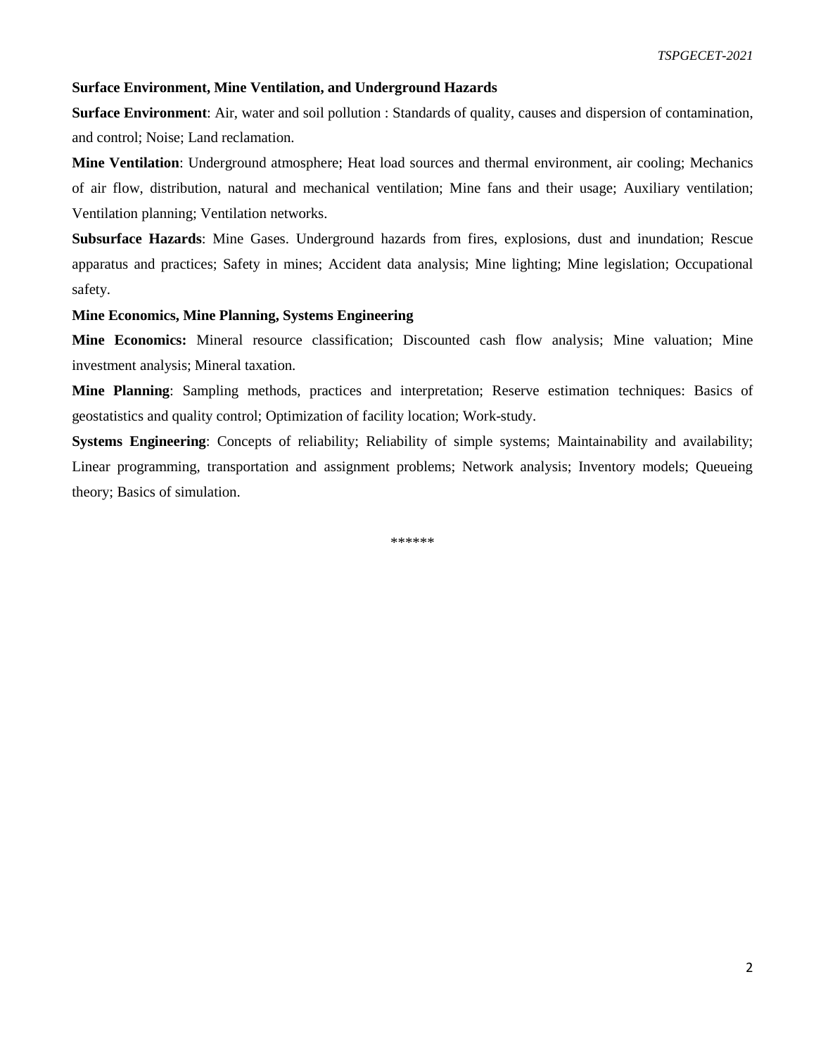**Surface Environment, Mine Ventilation, and Underground Hazards**

**Surface Environment**: Air, water and soil pollution : Standards of quality, causes and dispersion of contamination, and control; Noise; Land reclamation.

**Mine Ventilation**: Underground atmosphere; Heat load sources and thermal environment, air cooling; Mechanics of air flow, distribution, natural and mechanical ventilation; Mine fans and their usage; Auxiliary ventilation; Ventilation planning; Ventilation networks.

**Subsurface Hazards**: Mine Gases. Underground hazards from fires, explosions, dust and inundation; Rescue apparatus and practices; Safety in mines; Accident data analysis; Mine lighting; Mine legislation; Occupational safety.

**Mine Economics, Mine Planning, Systems Engineering**

**Mine Economics:** Mineral resource classification; Discounted cash flow analysis; Mine valuation; Mine investment analysis; Mineral taxation.

**Mine Planning**: Sampling methods, practices and interpretation; Reserve estimation techniques: Basics of geostatistics and quality control; Optimization of facility location; Work-study.

**Systems Engineering**: Concepts of reliability; Reliability of simple systems; Maintainability and availability; Linear programming, transportation and assignment problems; Network analysis; Inventory models; Queueing theory; Basics of simulation.

******